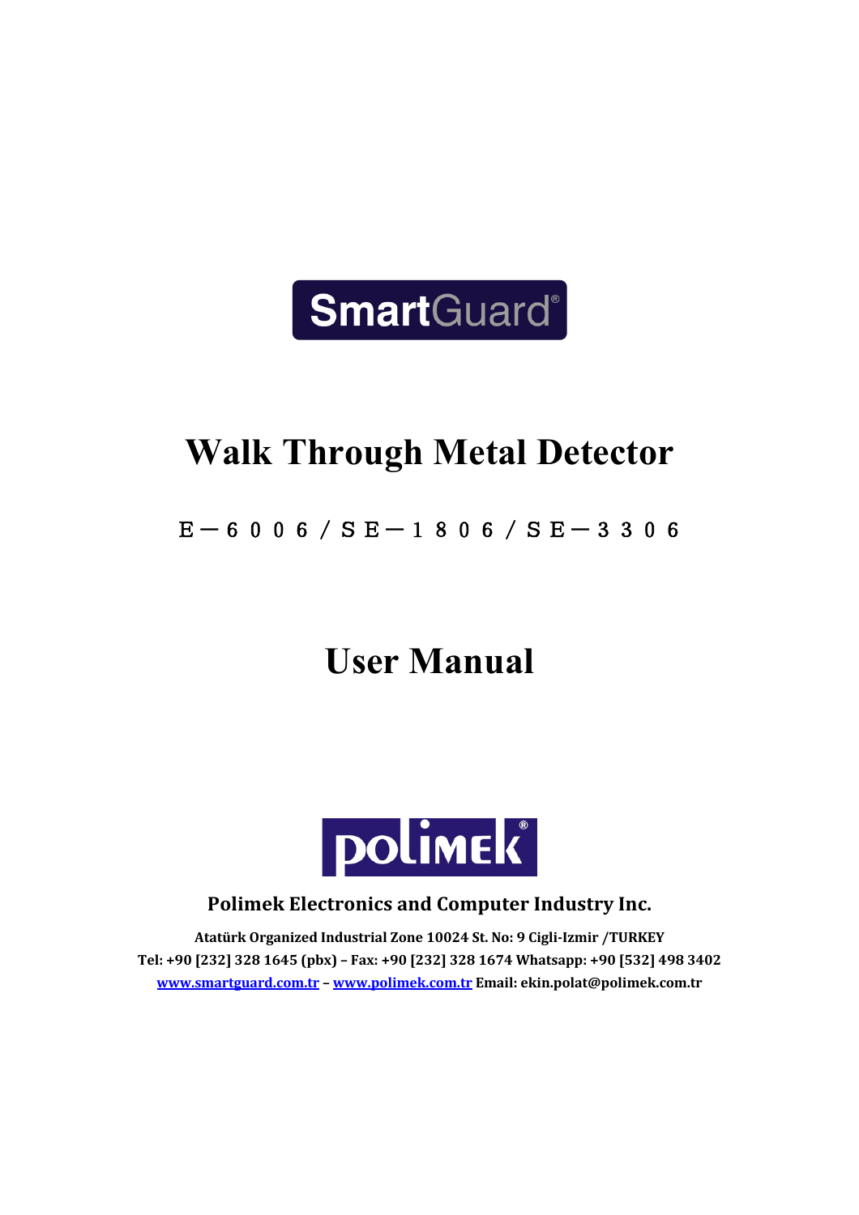SmartGuard®

# Walk Through Metal Detector

E－６００６／ＳＥ－１８０６／ＳＥ－３３０６

# User Manual

polimek®

**Polimek Electronics and Computer Industry Inc.**

**Atatürk Organized Industrial Zone 10024 St. No: 9 Cigli-Izmir /TURKEY**
**Tel: +90 [232] 328 1645 (pbx) – Fax: +90 [232] 328 1674 Whatsapp: +90 [532] 498 3402**
**www.smartguard.com.tr – www.polimek.com.tr Email: ekin.polat@polimek.com.tr**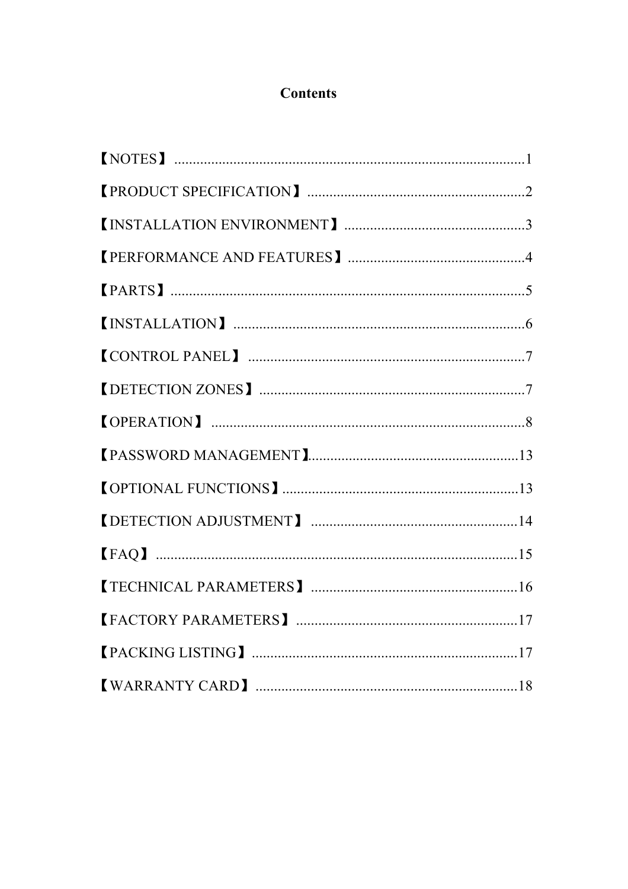# Contents

【NOTES】 ...............................................................................................1

【PRODUCT SPECIFICATION】 ..........................................................2

【INSTALLATION ENVIRONMENT】 .................................................3

【PERFORMANCE AND FEATURES】 ................................................4

【PARTS】 ...............................................................................................5

【INSTALLATION】 ..............................................................................6

【CONTROL PANEL】 ..........................................................................7

【DETECTION ZONES】 .......................................................................7

【OPERATION】 ....................................................................................8

【PASSWORD MANAGEMENT】.........................................................13

【OPTIONAL FUNCTIONS】................................................................13

【DETECTION ADJUSTMENT】 ........................................................14

【FAQ】 ..................................................................................................15

【TECHNICAL PARAMETERS】 ........................................................16

【FACTORY PARAMETERS】 ............................................................17

【PACKING LISTING】........................................................................17

【WARRANTY CARD】 .......................................................................18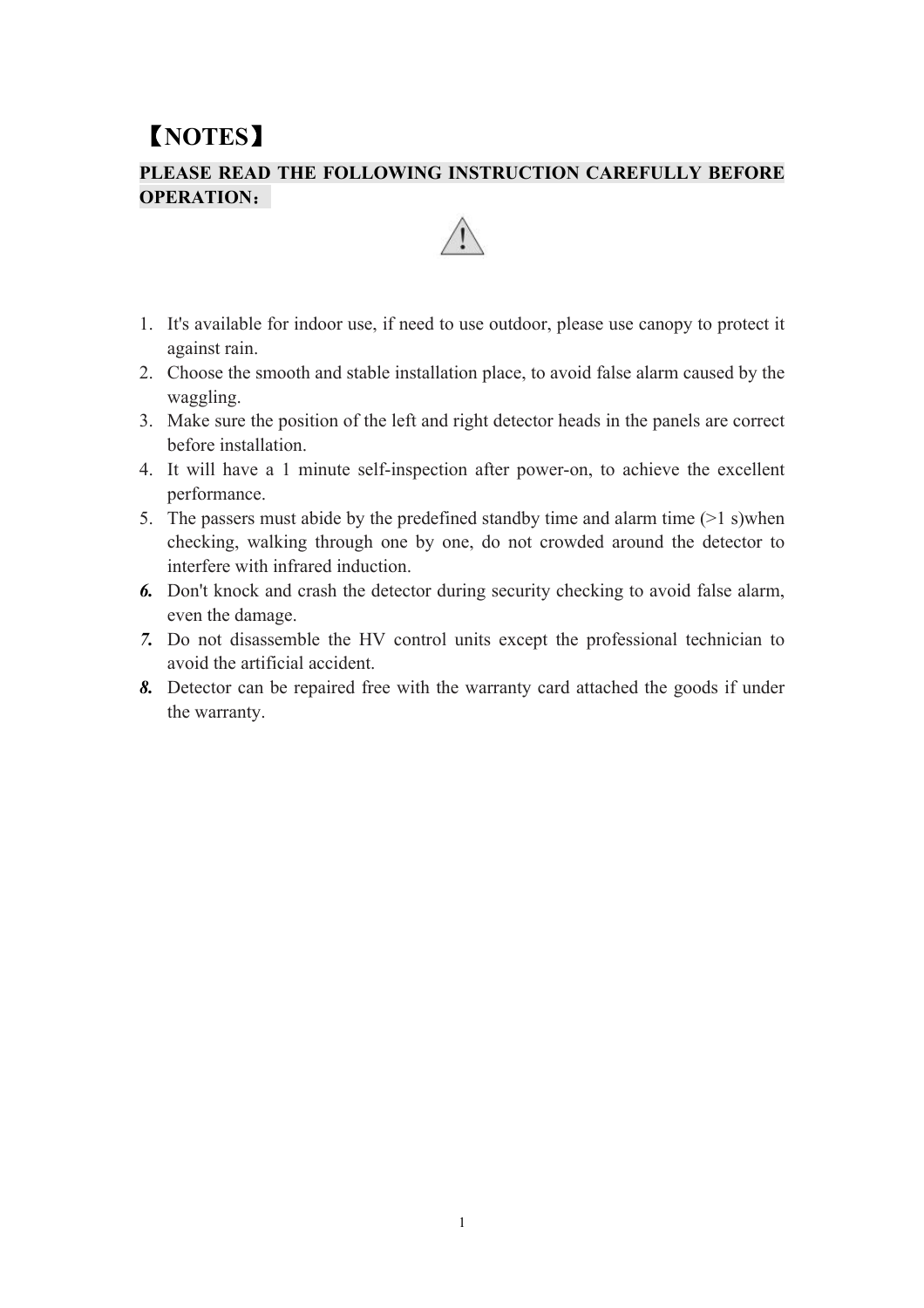# 【NOTES】

**PLEASE READ THE FOLLOWING INSTRUCTION CAREFULLY BEFORE OPERATION：**

1. It's available for indoor use, if need to use outdoor, please use canopy to protect it against rain.
2. Choose the smooth and stable installation place, to avoid false alarm caused by the waggling.
3. Make sure the position of the left and right detector heads in the panels are correct before installation.
4. It will have a 1 minute self-inspection after power-on, to achieve the excellent performance.
5. The passers must abide by the predefined standby time and alarm time (>1 s)when checking, walking through one by one, do not crowded around the detector to interfere with infrared induction.
6. Don't knock and crash the detector during security checking to avoid false alarm, even the damage.
7. Do not disassemble the HV control units except the professional technician to avoid the artificial accident.
8. Detector can be repaired free with the warranty card attached the goods if under the warranty.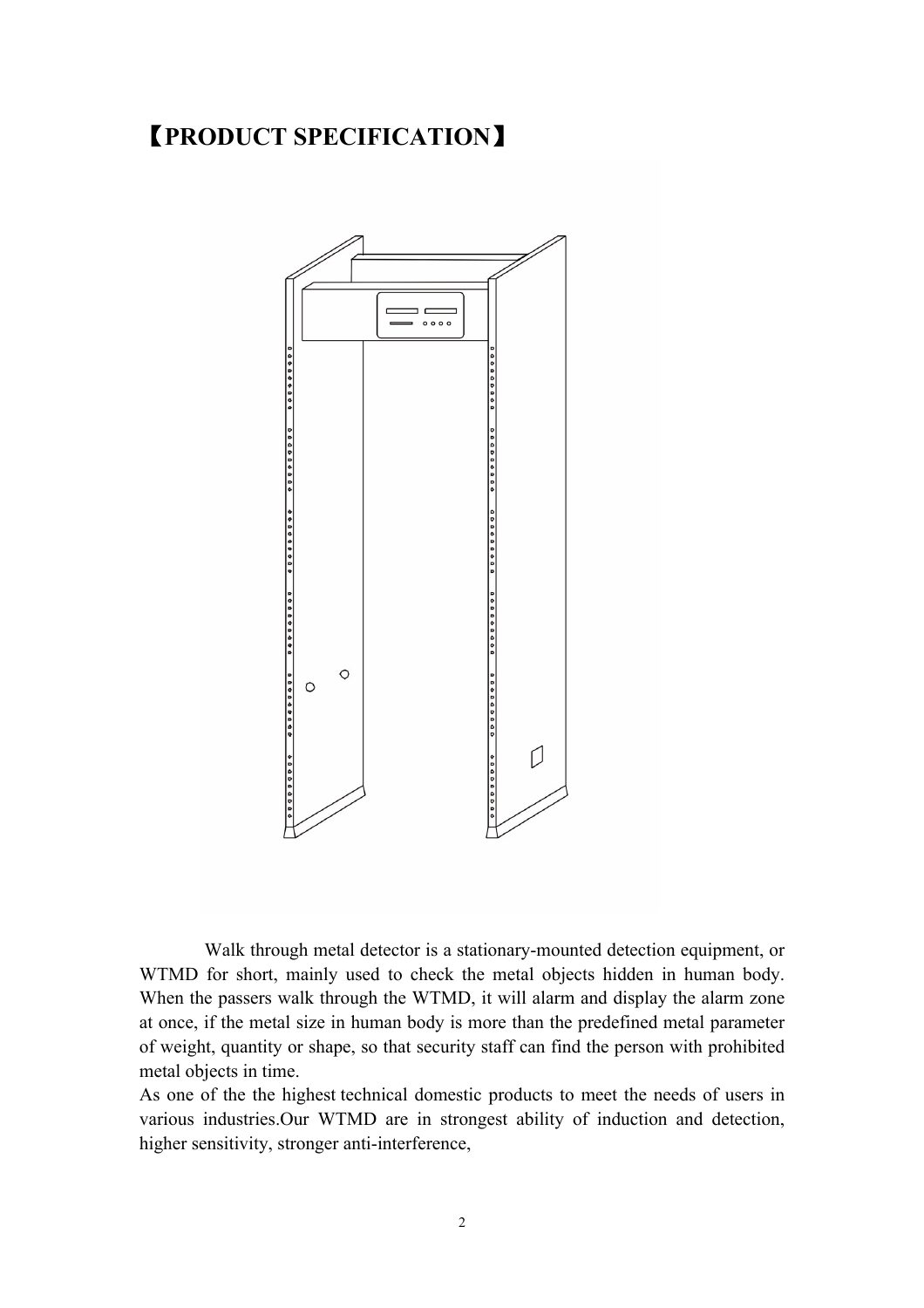# 【PRODUCT SPECIFICATION】

Walk through metal detector is a stationary-mounted detection equipment, or WTMD for short, mainly used to check the metal objects hidden in human body. When the passers walk through the WTMD, it will alarm and display the alarm zone at once, if the metal size in human body is more than the predefined metal parameter of weight, quantity or shape, so that security staff can find the person with prohibited metal objects in time.

As one of the the highest technical domestic products to meet the needs of users in various industries.Our WTMD are in strongest ability of induction and detection, higher sensitivity, stronger anti-interference,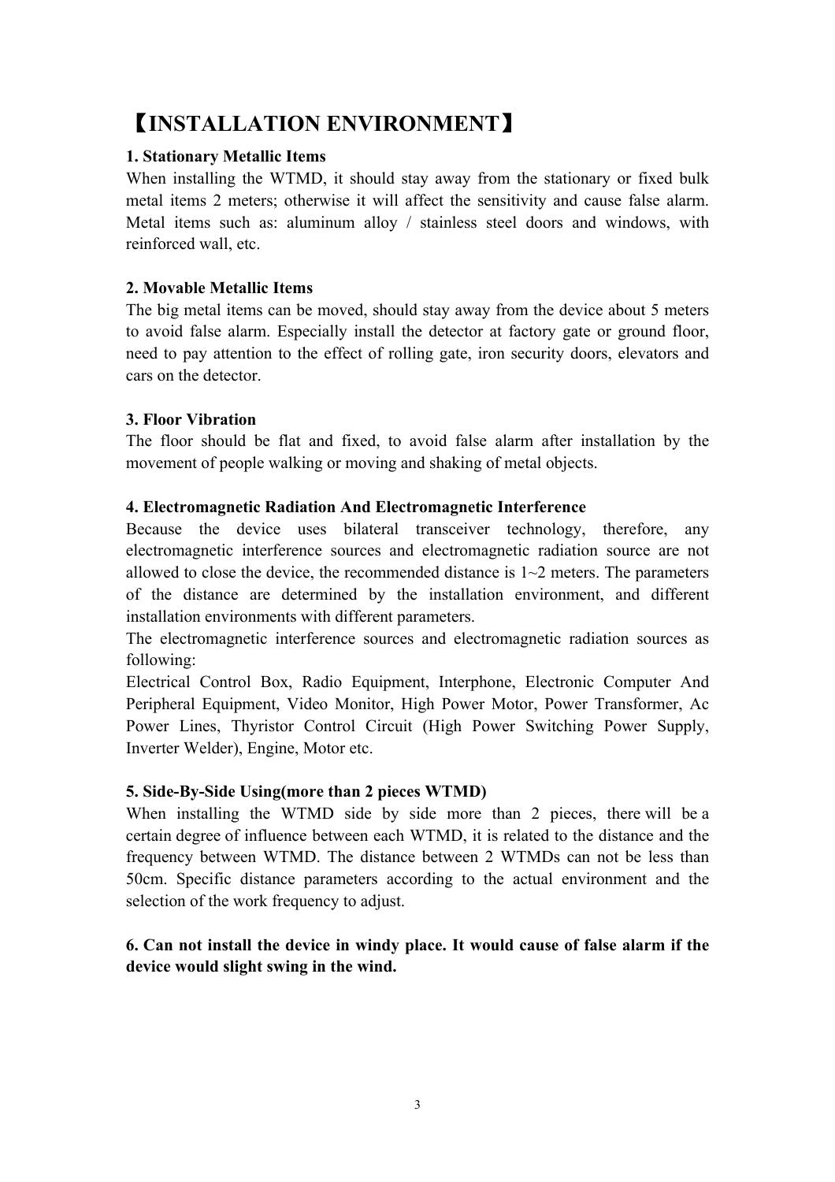# 【INSTALLATION ENVIRONMENT】

**1. Stationary Metallic Items**

When installing the WTMD, it should stay away from the stationary or fixed bulk metal items 2 meters; otherwise it will affect the sensitivity and cause false alarm. Metal items such as: aluminum alloy / stainless steel doors and windows, with reinforced wall, etc.

**2. Movable Metallic Items**

The big metal items can be moved, should stay away from the device about 5 meters to avoid false alarm. Especially install the detector at factory gate or ground floor, need to pay attention to the effect of rolling gate, iron security doors, elevators and cars on the detector.

**3. Floor Vibration**

The floor should be flat and fixed, to avoid false alarm after installation by the movement of people walking or moving and shaking of metal objects.

**4. Electromagnetic Radiation And Electromagnetic Interference**

Because the device uses bilateral transceiver technology, therefore, any electromagnetic interference sources and electromagnetic radiation source are not allowed to close the device, the recommended distance is 1~2 meters. The parameters of the distance are determined by the installation environment, and different installation environments with different parameters.

The electromagnetic interference sources and electromagnetic radiation sources as following:

Electrical Control Box, Radio Equipment, Interphone, Electronic Computer And Peripheral Equipment, Video Monitor, High Power Motor, Power Transformer, Ac Power Lines, Thyristor Control Circuit (High Power Switching Power Supply, Inverter Welder), Engine, Motor etc.

**5. Side-By-Side Using(more than 2 pieces WTMD)**

When installing the WTMD side by side more than 2 pieces, there will be a certain degree of influence between each WTMD, it is related to the distance and the frequency between WTMD. The distance between 2 WTMDs can not be less than 50cm. Specific distance parameters according to the actual environment and the selection of the work frequency to adjust.

**6. Can not install the device in windy place. It would cause of false alarm if the device would slight swing in the wind.**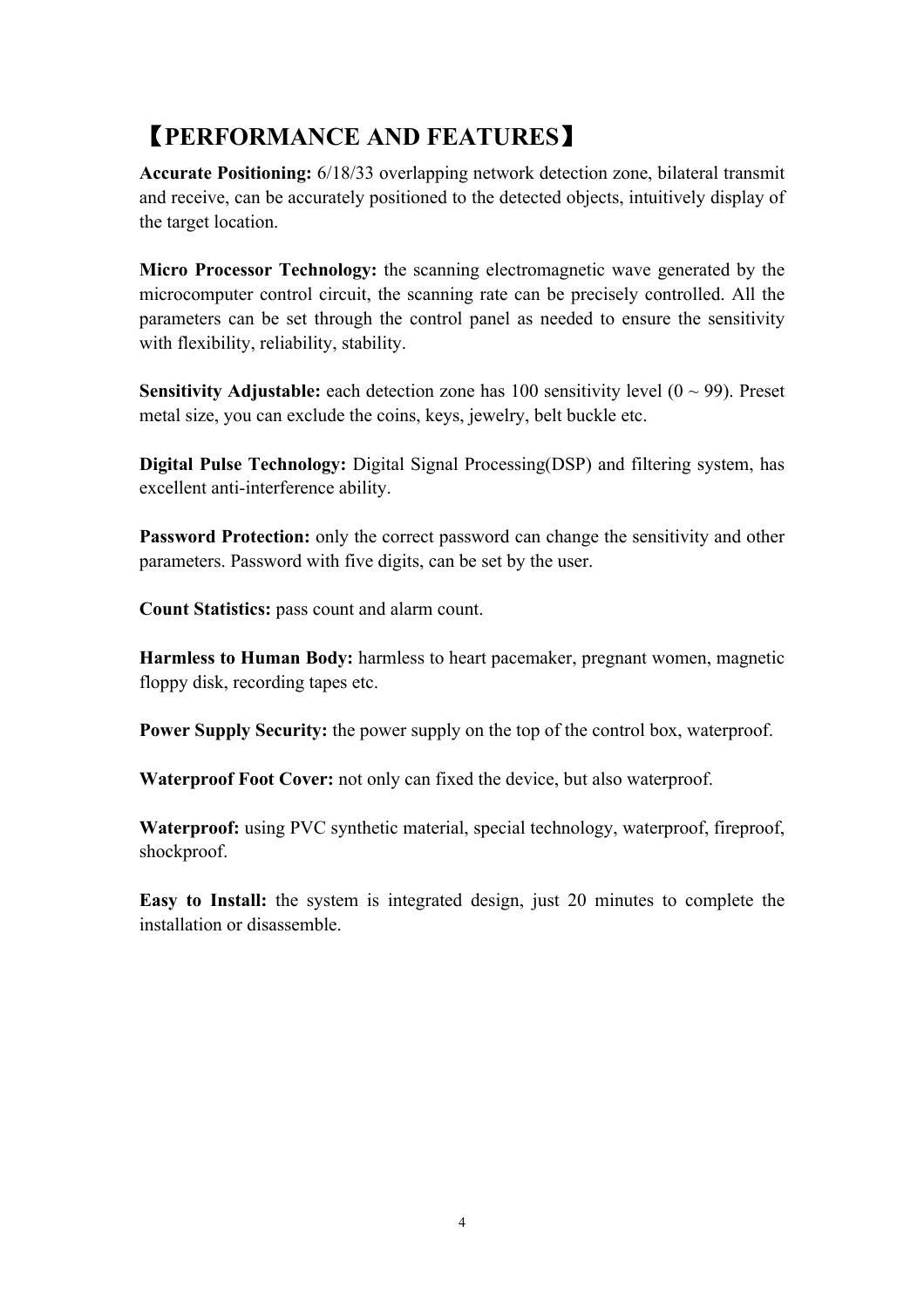# 【PERFORMANCE AND FEATURES】

**Accurate Positioning:** 6/18/33 overlapping network detection zone, bilateral transmit and receive, can be accurately positioned to the detected objects, intuitively display of the target location.

**Micro Processor Technology:** the scanning electromagnetic wave generated by the microcomputer control circuit, the scanning rate can be precisely controlled. All the parameters can be set through the control panel as needed to ensure the sensitivity with flexibility, reliability, stability.

**Sensitivity Adjustable:** each detection zone has 100 sensitivity level (0 ~ 99). Preset metal size, you can exclude the coins, keys, jewelry, belt buckle etc.

**Digital Pulse Technology:** Digital Signal Processing(DSP) and filtering system, has excellent anti-interference ability.

**Password Protection:** only the correct password can change the sensitivity and other parameters. Password with five digits, can be set by the user.

**Count Statistics:** pass count and alarm count.

**Harmless to Human Body:** harmless to heart pacemaker, pregnant women, magnetic floppy disk, recording tapes etc.

**Power Supply Security:** the power supply on the top of the control box, waterproof.

**Waterproof Foot Cover:** not only can fixed the device, but also waterproof.

**Waterproof:** using PVC synthetic material, special technology, waterproof, fireproof, shockproof.

**Easy to Install:** the system is integrated design, just 20 minutes to complete the installation or disassemble.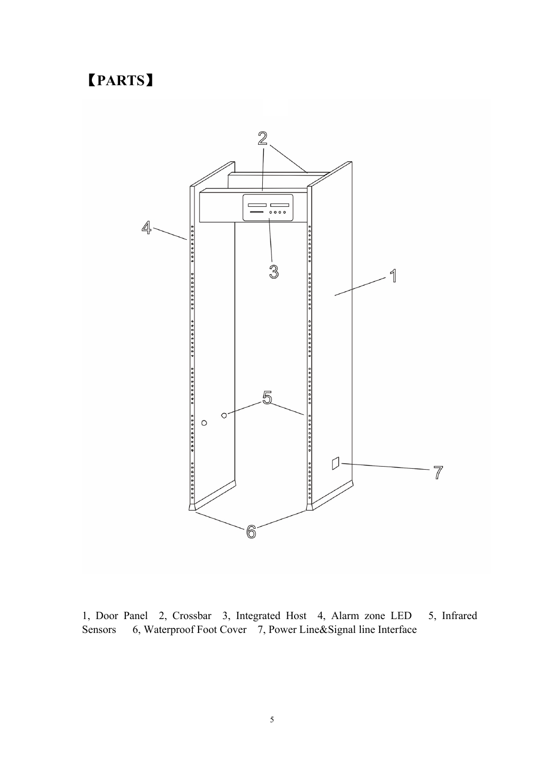# 【PARTS】

2

4

3

1

5

7

6

1, Door Panel 2, Crossbar 3, Integrated Host 4, Alarm zone LED 5, Infrared Sensors 6, Waterproof Foot Cover 7, Power Line&Signal line Interface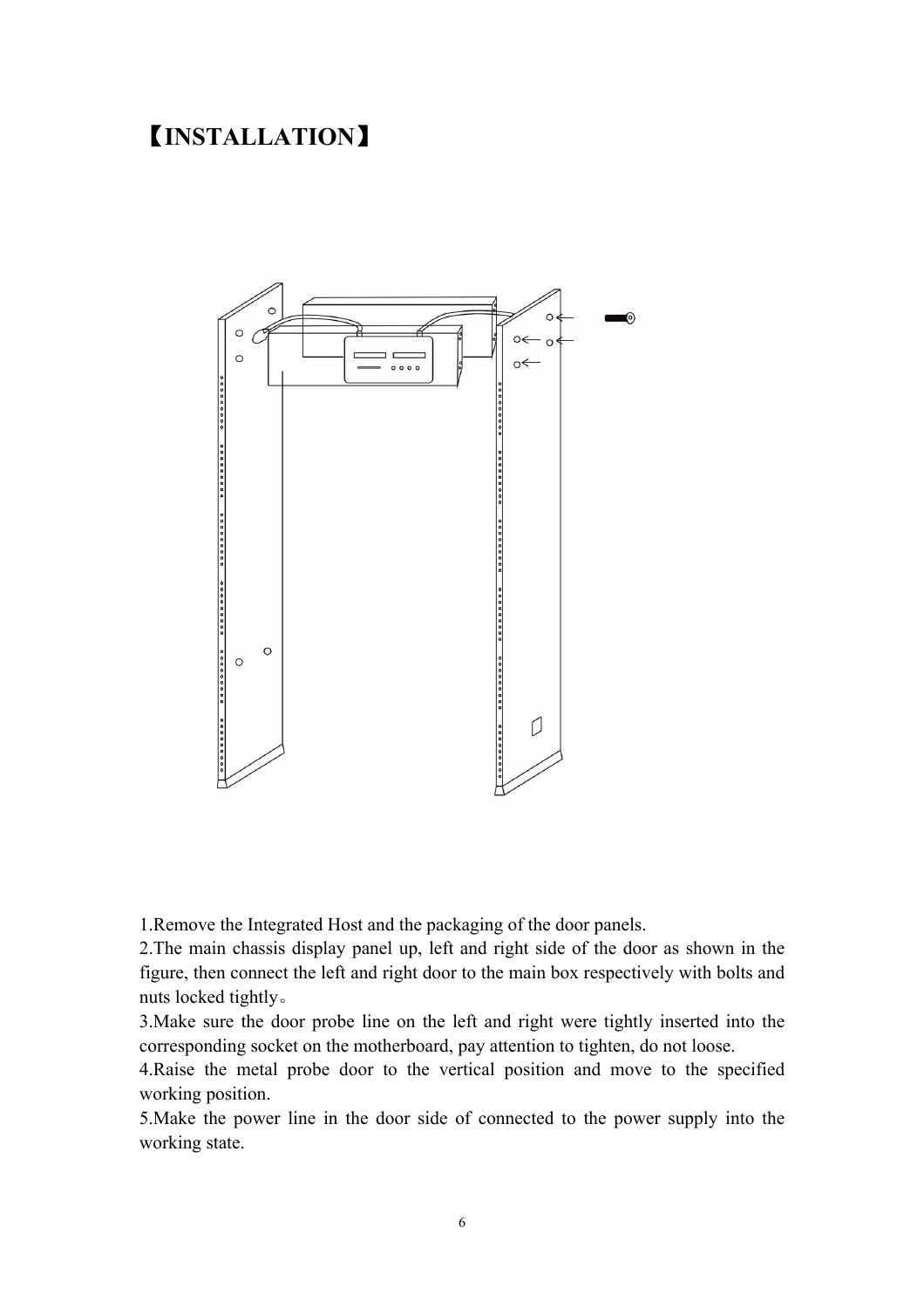# 【INSTALLATION】

1.Remove the Integrated Host and the packaging of the door panels.

2.The main chassis display panel up, left and right side of the door as shown in the figure, then connect the left and right door to the main box respectively with bolts and nuts locked tightly。

3.Make sure the door probe line on the left and right were tightly inserted into the corresponding socket on the motherboard, pay attention to tighten, do not loose.

4.Raise the metal probe door to the vertical position and move to the specified working position.

5.Make the power line in the door side of connected to the power supply into the working state.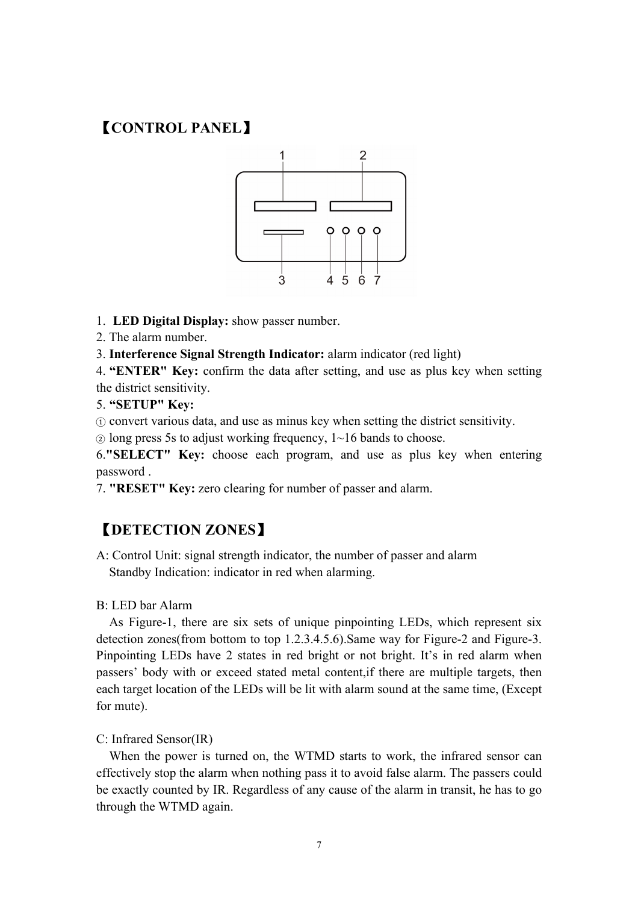## 【CONTROL PANEL】

1
2
3
4 5 6 7

1. **LED Digital Display:** show passer number.
2. The alarm number.
3. **Interference Signal Strength Indicator:** alarm indicator (red light)
4. **“ENTER" Key:** confirm the data after setting, and use as plus key when setting the district sensitivity.
5. **“SETUP" Key:**
① convert various data, and use as minus key when setting the district sensitivity.
② long press 5s to adjust working frequency, 1~16 bands to choose.
6. **"SELECT" Key:** choose each program, and use as plus key when entering password .
7. **"RESET" Key:** zero clearing for number of passer and alarm.

## 【DETECTION ZONES】

A: Control Unit: signal strength indicator, the number of passer and alarm
Standby Indication: indicator in red when alarming.

B: LED bar Alarm

As Figure-1, there are six sets of unique pinpointing LEDs, which represent six detection zones(from bottom to top 1.2.3.4.5.6).Same way for Figure-2 and Figure-3. Pinpointing LEDs have 2 states in red bright or not bright. It’s in red alarm when passers’ body with or exceed stated metal content,if there are multiple targets, then each target location of the LEDs will be lit with alarm sound at the same time, (Except for mute).

C: Infrared Sensor(IR)

When the power is turned on, the WTMD starts to work, the infrared sensor can effectively stop the alarm when nothing pass it to avoid false alarm. The passers could be exactly counted by IR. Regardless of any cause of the alarm in transit, he has to go through the WTMD again.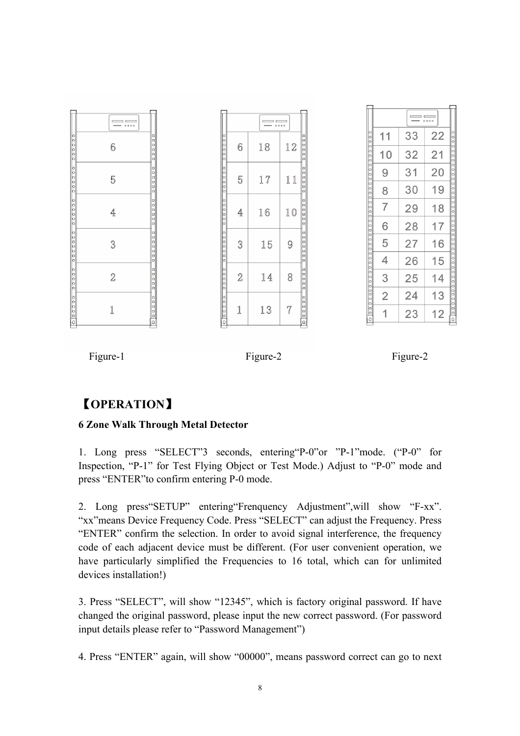Figure-1　　　　　　　　Figure-2　　　　　　　　Figure-2

## 【OPERATION】

**6 Zone Walk Through Metal Detector**

1. Long press “SELECT”3 seconds, entering“P-0”or ”P-1”mode. (“P-0” for Inspection, “P-1” for Test Flying Object or Test Mode.) Adjust to “P-0” mode and press “ENTER”to confirm entering P-0 mode.

2. Long press“SETUP” entering“Frenquency Adjustment”,will show “F-xx”. “xx”means Device Frequency Code. Press “SELECT” can adjust the Frequency. Press “ENTER” confirm the selection. In order to avoid signal interference, the frequency code of each adjacent device must be different. (For user convenient operation, we have particularly simplified the Frequencies to 16 total, which can for unlimited devices installation!)

3. Press “SELECT”, will show “12345”, which is factory original password. If have changed the original password, please input the new correct password. (For password input details please refer to “Password Management”)

4. Press “ENTER” again, will show “00000”, means password correct can go to next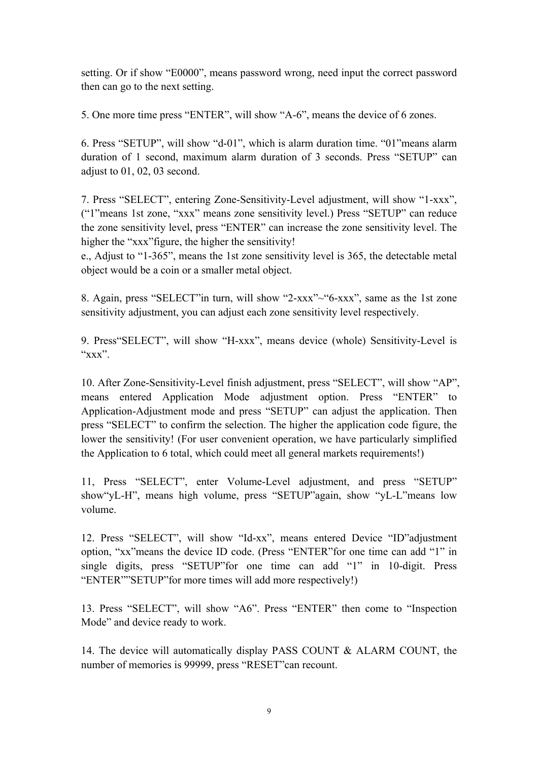setting. Or if show “E0000”, means password wrong, need input the correct password then can go to the next setting.

5. One more time press “ENTER”, will show “A-6”, means the device of 6 zones.

6. Press “SETUP”, will show “d-01”, which is alarm duration time. “01”means alarm duration of 1 second, maximum alarm duration of 3 seconds. Press “SETUP” can adjust to 01, 02, 03 second.

7. Press “SELECT”, entering Zone-Sensitivity-Level adjustment, will show “1-xxx”, (“1”means 1st zone, “xxx” means zone sensitivity level.) Press “SETUP” can reduce the zone sensitivity level, press “ENTER” can increase the zone sensitivity level. The higher the “xxx”figure, the higher the sensitivity!
e., Adjust to “1-365”, means the 1st zone sensitivity level is 365, the detectable metal object would be a coin or a smaller metal object.

8. Again, press “SELECT”in turn, will show “2-xxx”~“6-xxx”, same as the 1st zone sensitivity adjustment, you can adjust each zone sensitivity level respectively.

9. Press“SELECT”, will show “H-xxx”, means device (whole) Sensitivity-Level is “xxx”.

10. After Zone-Sensitivity-Level finish adjustment, press “SELECT”, will show “AP”, means entered Application Mode adjustment option. Press “ENTER” to Application-Adjustment mode and press “SETUP” can adjust the application. Then press “SELECT” to confirm the selection. The higher the application code figure, the lower the sensitivity! (For user convenient operation, we have particularly simplified the Application to 6 total, which could meet all general markets requirements!)

11, Press “SELECT”, enter Volume-Level adjustment, and press “SETUP” show“yL-H”, means high volume, press “SETUP”again, show “yL-L”means low volume.

12. Press “SELECT”, will show “Id-xx”, means entered Device “ID”adjustment option, “xx”means the device ID code. (Press “ENTER”for one time can add “1” in single digits, press “SETUP”for one time can add “1” in 10-digit. Press “ENTER””SETUP”for more times will add more respectively!)

13. Press “SELECT”, will show “A6”. Press “ENTER” then come to “Inspection Mode” and device ready to work.

14. The device will automatically display PASS COUNT & ALARM COUNT, the number of memories is 99999, press “RESET”can recount.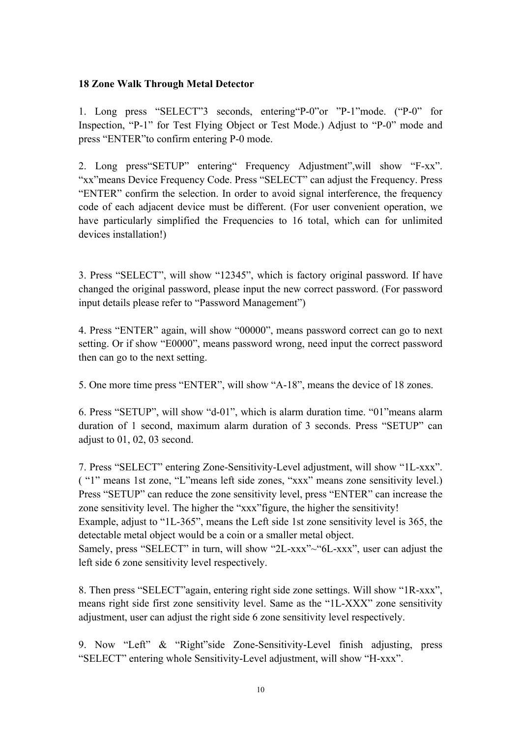**18 Zone Walk Through Metal Detector**

1. Long press “SELECT”3 seconds, entering“P-0”or ”P-1”mode. (“P-0” for Inspection, “P-1” for Test Flying Object or Test Mode.) Adjust to “P-0” mode and press “ENTER”to confirm entering P-0 mode.

2. Long press“SETUP” entering“ Frequency Adjustment”,will show “F-xx”. “xx”means Device Frequency Code. Press “SELECT” can adjust the Frequency. Press “ENTER” confirm the selection. In order to avoid signal interference, the frequency code of each adjacent device must be different. (For user convenient operation, we have particularly simplified the Frequencies to 16 total, which can for unlimited devices installation!)

3. Press “SELECT”, will show “12345”, which is factory original password. If have changed the original password, please input the new correct password. (For password input details please refer to “Password Management”)

4. Press “ENTER” again, will show “00000”, means password correct can go to next setting. Or if show “E0000”, means password wrong, need input the correct password then can go to the next setting.

5. One more time press “ENTER”, will show “A-18”, means the device of 18 zones.

6. Press “SETUP”, will show “d-01”, which is alarm duration time. “01”means alarm duration of 1 second, maximum alarm duration of 3 seconds. Press “SETUP” can adjust to 01, 02, 03 second.

7. Press “SELECT” entering Zone-Sensitivity-Level adjustment, will show “1L-xxx”. ( “1” means 1st zone, “L”means left side zones, “xxx” means zone sensitivity level.) Press “SETUP” can reduce the zone sensitivity level, press “ENTER” can increase the zone sensitivity level. The higher the “xxx”figure, the higher the sensitivity!
Example, adjust to “1L-365”, means the Left side 1st zone sensitivity level is 365, the detectable metal object would be a coin or a smaller metal object.
Samely, press “SELECT” in turn, will show “2L-xxx”~“6L-xxx”, user can adjust the left side 6 zone sensitivity level respectively.

8. Then press “SELECT”again, entering right side zone settings. Will show “1R-xxx”, means right side first zone sensitivity level. Same as the “1L-XXX” zone sensitivity adjustment, user can adjust the right side 6 zone sensitivity level respectively.

9. Now “Left” & “Right”side Zone-Sensitivity-Level finish adjusting, press “SELECT” entering whole Sensitivity-Level adjustment, will show “H-xxx”.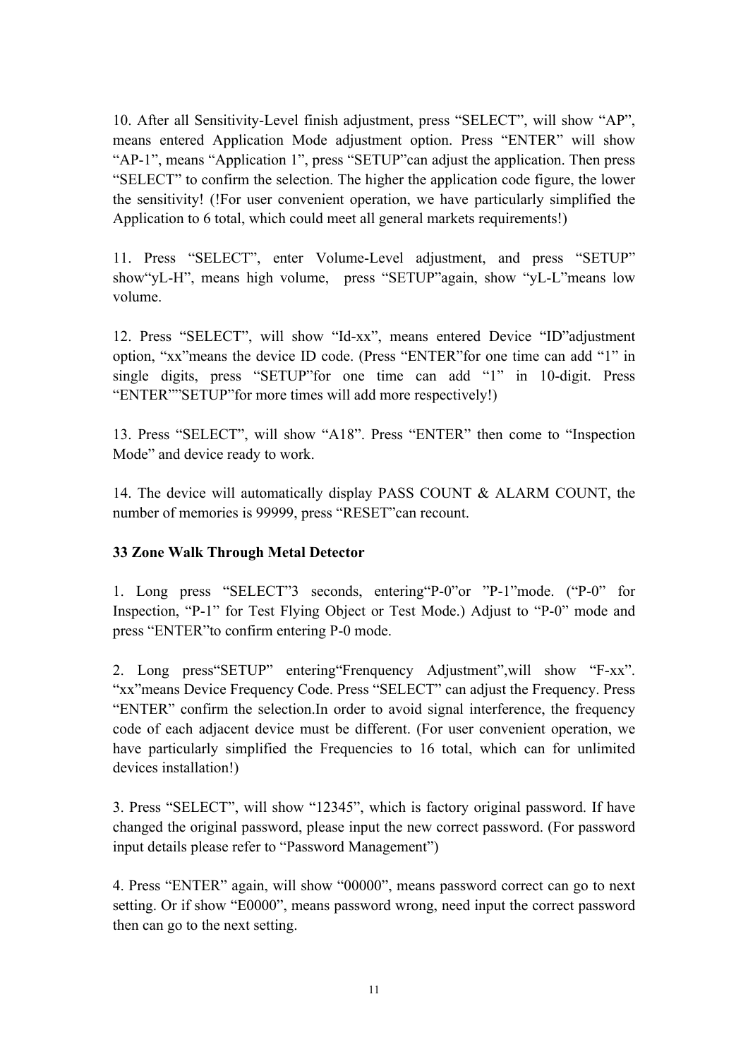10. After all Sensitivity-Level finish adjustment, press “SELECT”, will show “AP”, means entered Application Mode adjustment option. Press “ENTER” will show “AP-1”, means “Application 1”, press “SETUP”can adjust the application. Then press “SELECT” to confirm the selection. The higher the application code figure, the lower the sensitivity! (!For user convenient operation, we have particularly simplified the Application to 6 total, which could meet all general markets requirements!)

11. Press “SELECT”, enter Volume-Level adjustment, and press “SETUP” show“yL-H”, means high volume, press “SETUP”again, show “yL-L”means low volume.

12. Press “SELECT”, will show “Id-xx”, means entered Device “ID”adjustment option, “xx”means the device ID code. (Press “ENTER”for one time can add “1” in single digits, press “SETUP”for one time can add “1” in 10-digit. Press “ENTER””SETUP”for more times will add more respectively!)

13. Press “SELECT”, will show “A18”. Press “ENTER” then come to “Inspection Mode” and device ready to work.

14. The device will automatically display PASS COUNT & ALARM COUNT, the number of memories is 99999, press “RESET”can recount.

**33 Zone Walk Through Metal Detector**

1. Long press “SELECT”3 seconds, entering“P-0”or ”P-1”mode. (“P-0” for Inspection, “P-1” for Test Flying Object or Test Mode.) Adjust to “P-0” mode and press “ENTER”to confirm entering P-0 mode.

2. Long press“SETUP” entering“Frenquency Adjustment”,will show “F-xx”. “xx”means Device Frequency Code. Press “SELECT” can adjust the Frequency. Press “ENTER” confirm the selection.In order to avoid signal interference, the frequency code of each adjacent device must be different. (For user convenient operation, we have particularly simplified the Frequencies to 16 total, which can for unlimited devices installation!)

3. Press “SELECT”, will show “12345”, which is factory original password. If have changed the original password, please input the new correct password. (For password input details please refer to “Password Management”)

4. Press “ENTER” again, will show “00000”, means password correct can go to next setting. Or if show “E0000”, means password wrong, need input the correct password then can go to the next setting.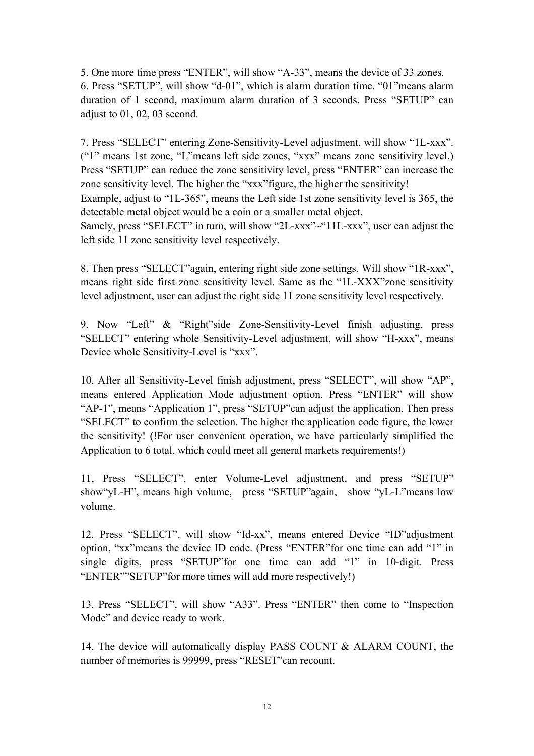5. One more time press “ENTER”, will show “A-33”, means the device of 33 zones.
6. Press “SETUP”, will show “d-01”, which is alarm duration time. “01”means alarm duration of 1 second, maximum alarm duration of 3 seconds. Press “SETUP” can adjust to 01, 02, 03 second.

7. Press “SELECT” entering Zone-Sensitivity-Level adjustment, will show “1L-xxx”. (“1” means 1st zone, “L”means left side zones, “xxx” means zone sensitivity level.) Press “SETUP” can reduce the zone sensitivity level, press “ENTER” can increase the zone sensitivity level. The higher the “xxx”figure, the higher the sensitivity!
Example, adjust to “1L-365”, means the Left side 1st zone sensitivity level is 365, the detectable metal object would be a coin or a smaller metal object.
Samely, press “SELECT” in turn, will show “2L-xxx”~“11L-xxx”, user can adjust the left side 11 zone sensitivity level respectively.

8. Then press “SELECT”again, entering right side zone settings. Will show “1R-xxx”, means right side first zone sensitivity level. Same as the “1L-XXX”zone sensitivity level adjustment, user can adjust the right side 11 zone sensitivity level respectively.

9. Now “Left” & “Right”side Zone-Sensitivity-Level finish adjusting, press “SELECT” entering whole Sensitivity-Level adjustment, will show “H-xxx”, means Device whole Sensitivity-Level is “xxx”.

10. After all Sensitivity-Level finish adjustment, press “SELECT”, will show “AP”, means entered Application Mode adjustment option. Press “ENTER” will show “AP-1”, means “Application 1”, press “SETUP”can adjust the application. Then press “SELECT” to confirm the selection. The higher the application code figure, the lower the sensitivity! (!For user convenient operation, we have particularly simplified the Application to 6 total, which could meet all general markets requirements!)

11, Press “SELECT”, enter Volume-Level adjustment, and press “SETUP” show“yL-H”, means high volume, press “SETUP”again, show “yL-L”means low volume.

12. Press “SELECT”, will show “Id-xx”, means entered Device “ID”adjustment option, “xx”means the device ID code. (Press “ENTER”for one time can add “1” in single digits, press “SETUP”for one time can add “1” in 10-digit. Press “ENTER””SETUP”for more times will add more respectively!)

13. Press “SELECT”, will show “A33”. Press “ENTER” then come to “Inspection Mode” and device ready to work.

14. The device will automatically display PASS COUNT & ALARM COUNT, the number of memories is 99999, press “RESET”can recount.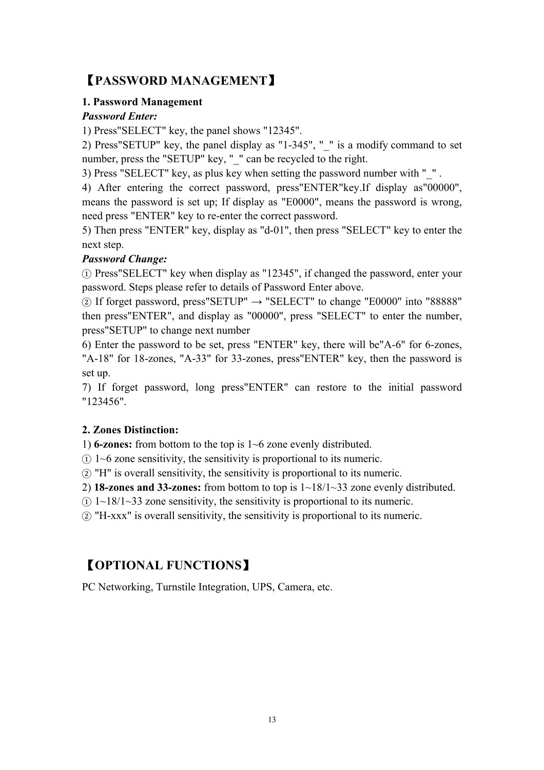## 【PASSWORD MANAGEMENT】

**1. Password Management**

***Password Enter:***

1) Press"SELECT" key, the panel shows "12345".

2) Press"SETUP" key, the panel display as "1-345", "_" is a modify command to set number, press the "SETUP" key, "_" can be recycled to the right.

3) Press "SELECT" key, as plus key when setting the password number with "_" .

4) After entering the correct password, press"ENTER"key.If display as"00000", means the password is set up; If display as "E0000", means the password is wrong, need press "ENTER" key to re-enter the correct password.

5) Then press "ENTER" key, display as "d-01", then press "SELECT" key to enter the next step.

***Password Change:***

① Press"SELECT" key when display as "12345", if changed the password, enter your password. Steps please refer to details of Password Enter above.

② If forget password, press"SETUP" → "SELECT" to change "E0000" into "88888" then press"ENTER", and display as "00000", press "SELECT" to enter the number, press"SETUP" to change next number

6) Enter the password to be set, press "ENTER" key, there will be"A-6" for 6-zones, "A-18" for 18-zones, "A-33" for 33-zones, press"ENTER" key, then the password is set up.

7) If forget password, long press"ENTER" can restore to the initial password "123456".

**2. Zones Distinction:**

1) **6-zones:** from bottom to the top is 1~6 zone evenly distributed.

① 1~6 zone sensitivity, the sensitivity is proportional to its numeric.

② "H" is overall sensitivity, the sensitivity is proportional to its numeric.

2) **18-zones and 33-zones:** from bottom to top is 1~18/1~33 zone evenly distributed.

① 1~18/1~33 zone sensitivity, the sensitivity is proportional to its numeric.

② "H-xxx" is overall sensitivity, the sensitivity is proportional to its numeric.

## 【OPTIONAL FUNCTIONS】

PC Networking, Turnstile Integration, UPS, Camera, etc.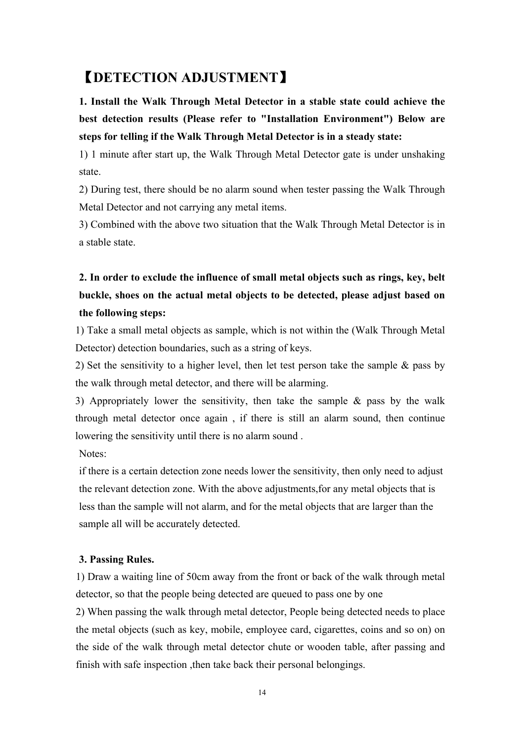# 【DETECTION ADJUSTMENT】

**1. Install the Walk Through Metal Detector in a stable state could achieve the best detection results (Please refer to "Installation Environment") Below are steps for telling if the Walk Through Metal Detector is in a steady state:**

1) 1 minute after start up, the Walk Through Metal Detector gate is under unshaking state.

2) During test, there should be no alarm sound when tester passing the Walk Through Metal Detector and not carrying any metal items.

3) Combined with the above two situation that the Walk Through Metal Detector is in a stable state.

**2. In order to exclude the influence of small metal objects such as rings, key, belt buckle, shoes on the actual metal objects to be detected, please adjust based on the following steps:**

1) Take a small metal objects as sample, which is not within the (Walk Through Metal Detector) detection boundaries, such as a string of keys.

2) Set the sensitivity to a higher level, then let test person take the sample & pass by the walk through metal detector, and there will be alarming.

3) Appropriately lower the sensitivity, then take the sample & pass by the walk through metal detector once again , if there is still an alarm sound, then continue lowering the sensitivity until there is no alarm sound .

Notes:

if there is a certain detection zone needs lower the sensitivity, then only need to adjust the relevant detection zone. With the above adjustments,for any metal objects that is less than the sample will not alarm, and for the metal objects that are larger than the sample all will be accurately detected.

**3. Passing Rules.**

1) Draw a waiting line of 50cm away from the front or back of the walk through metal detector, so that the people being detected are queued to pass one by one

2) When passing the walk through metal detector, People being detected needs to place the metal objects (such as key, mobile, employee card, cigarettes, coins and so on) on the side of the walk through metal detector chute or wooden table, after passing and finish with safe inspection ,then take back their personal belongings.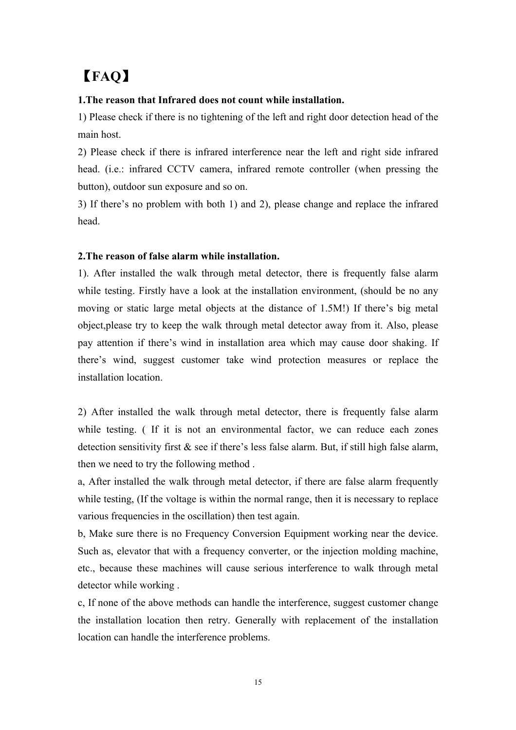# 【FAQ】

**1.The reason that Infrared does not count while installation.**

1) Please check if there is no tightening of the left and right door detection head of the main host.

2) Please check if there is infrared interference near the left and right side infrared head. (i.e.: infrared CCTV camera, infrared remote controller (when pressing the button), outdoor sun exposure and so on.

3) If there's no problem with both 1) and 2), please change and replace the infrared head.

**2.The reason of false alarm while installation.**

1). After installed the walk through metal detector, there is frequently false alarm while testing. Firstly have a look at the installation environment, (should be no any moving or static large metal objects at the distance of 1.5M!) If there's big metal object,please try to keep the walk through metal detector away from it. Also, please pay attention if there's wind in installation area which may cause door shaking. If there's wind, suggest customer take wind protection measures or replace the installation location.

2) After installed the walk through metal detector, there is frequently false alarm while testing. ( If it is not an environmental factor, we can reduce each zones detection sensitivity first & see if there's less false alarm. But, if still high false alarm, then we need to try the following method .

a, After installed the walk through metal detector, if there are false alarm frequently while testing, (If the voltage is within the normal range, then it is necessary to replace various frequencies in the oscillation) then test again.

b, Make sure there is no Frequency Conversion Equipment working near the device. Such as, elevator that with a frequency converter, or the injection molding machine, etc., because these machines will cause serious interference to walk through metal detector while working .

c, If none of the above methods can handle the interference, suggest customer change the installation location then retry. Generally with replacement of the installation location can handle the interference problems.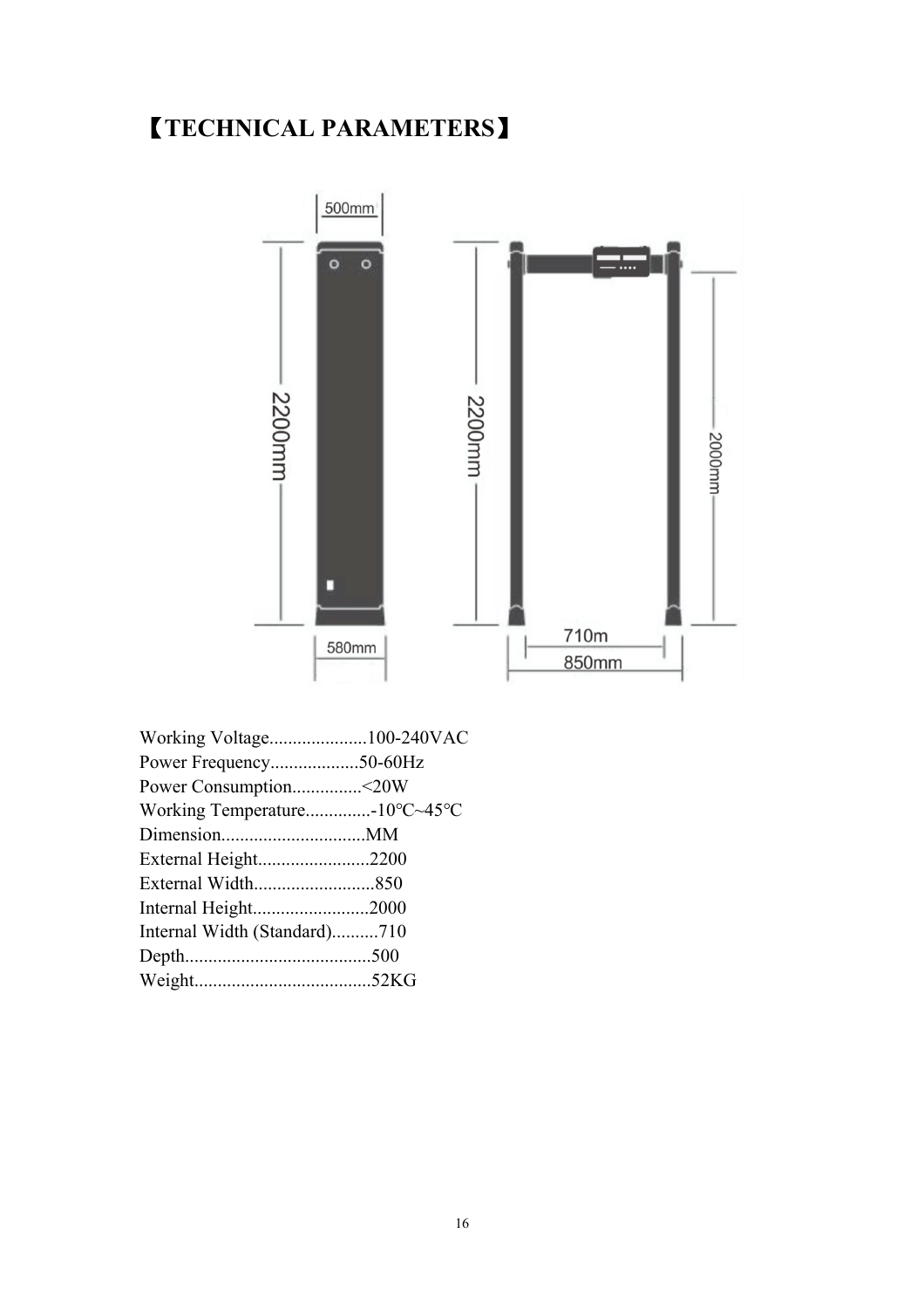# 【TECHNICAL PARAMETERS】

500mm

2200mm

2200mm

2000mm

580mm

710m

850mm

Working Voltage.....................100-240VAC
Power Frequency...................50-60Hz
Power Consumption...............<20W
Working Temperature..............-10℃~45℃
Dimension...............................MM
External Height........................2200
External Width..........................850
Internal Height.........................2000
Internal Width (Standard)..........710
Depth........................................500
Weight......................................52KG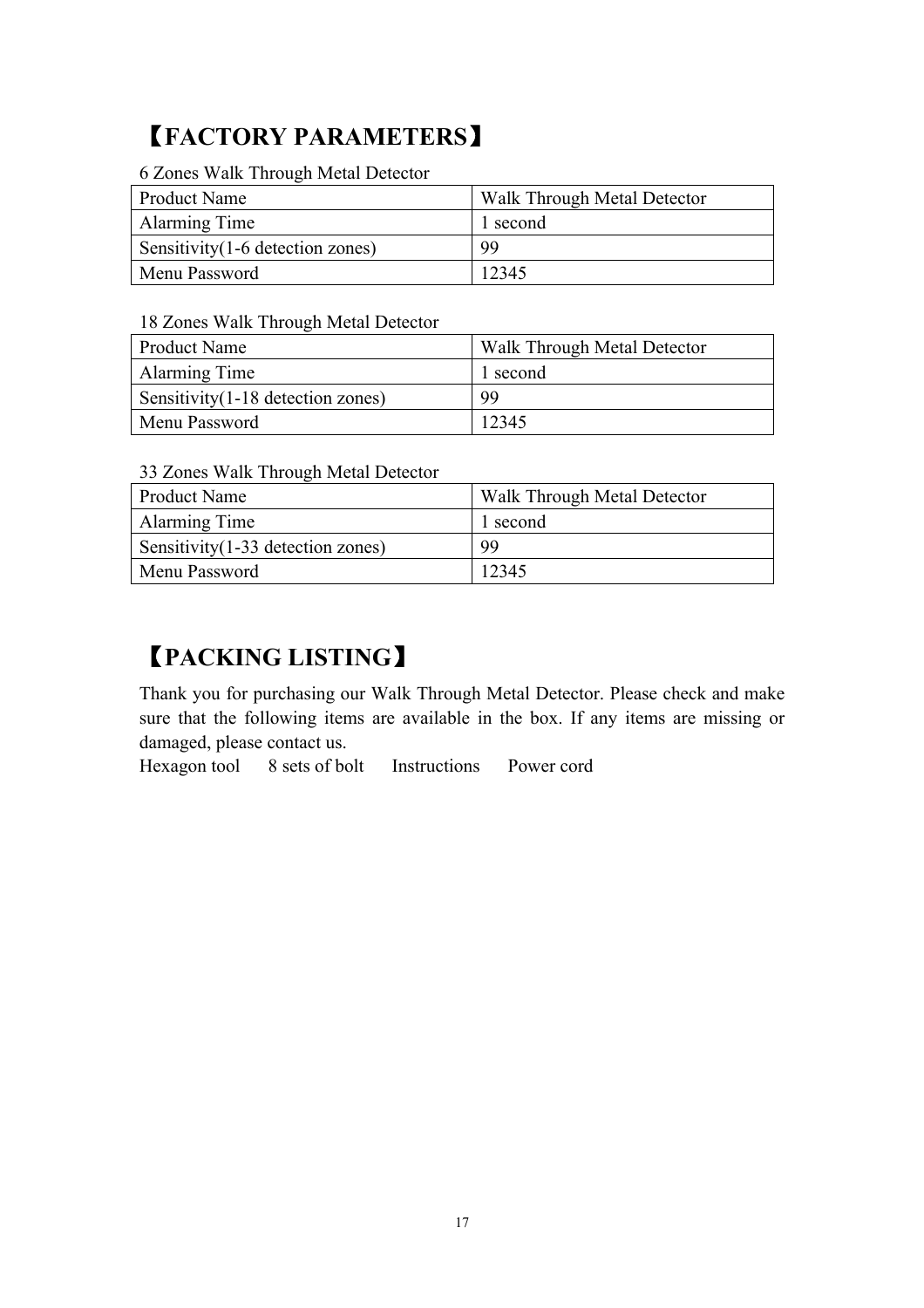## 【FACTORY PARAMETERS】

6 Zones Walk Through Metal Detector

| | |
|---|---|
| Product Name | Walk Through Metal Detector |
| Alarming Time | 1 second |
| Sensitivity(1-6 detection zones) | 99 |
| Menu Password | 12345 |

18 Zones Walk Through Metal Detector

| | |
|---|---|
| Product Name | Walk Through Metal Detector |
| Alarming Time | 1 second |
| Sensitivity(1-18 detection zones) | 99 |
| Menu Password | 12345 |

33 Zones Walk Through Metal Detector

| | |
|---|---|
| Product Name | Walk Through Metal Detector |
| Alarming Time | 1 second |
| Sensitivity(1-33 detection zones) | 99 |
| Menu Password | 12345 |

## 【PACKING LISTING】

Thank you for purchasing our Walk Through Metal Detector. Please check and make sure that the following items are available in the box. If any items are missing or damaged, please contact us.

Hexagon tool 8 sets of bolt Instructions Power cord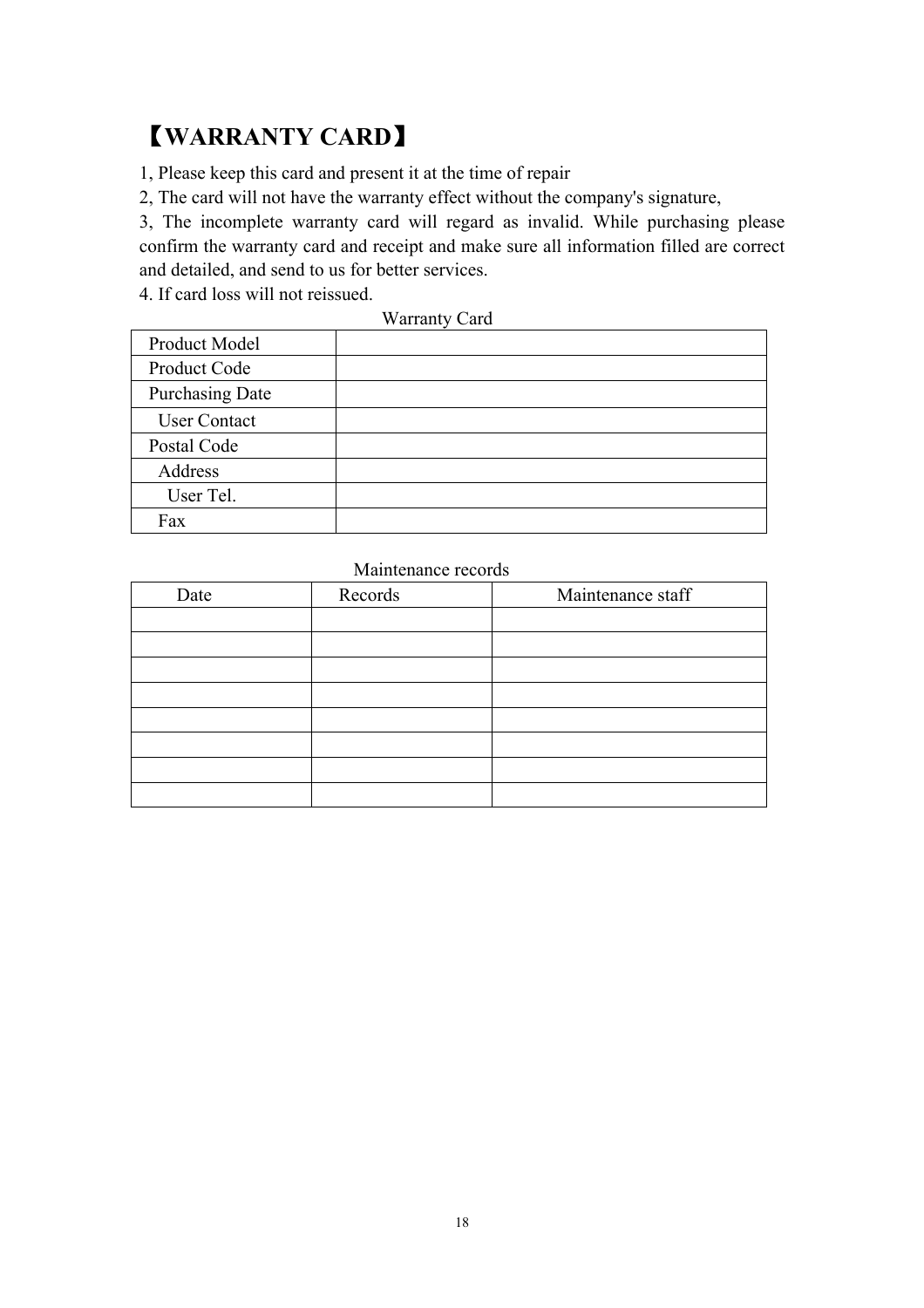# 【WARRANTY CARD】

1, Please keep this card and present it at the time of repair

2, The card will not have the warranty effect without the company's signature,

3, The incomplete warranty card will regard as invalid. While purchasing please confirm the warranty card and receipt and make sure all information filled are correct and detailed, and send to us for better services.

4. If card loss will not reissued.

Warranty Card

| | |
|---|---|
| Product Model | |
| Product Code | |
| Purchasing Date | |
| User Contact | |
| Postal Code | |
| Address | |
| User Tel. | |
| Fax | |

Maintenance records

| Date | Records | Maintenance staff |
|---|---|---|
| | | |
| | | |
| | | |
| | | |
| | | |
| | | |
| | | |
| | | |